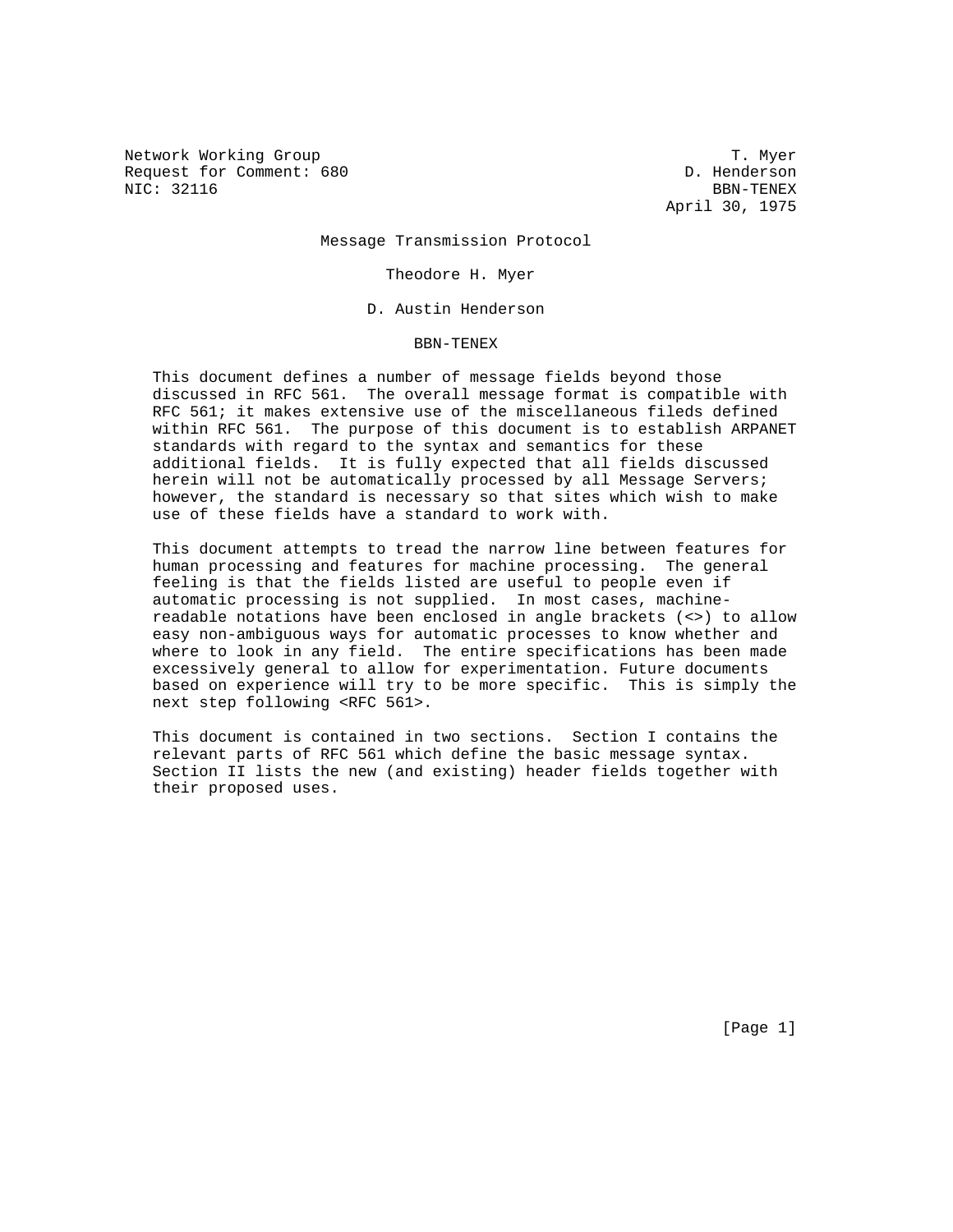Network Working Group T. Myer
Request for Comment: 680 D. Henderson
NIC: 32116 BBN-TENEX
April 30, 1975

# Message Transmission Protocol

Theodore H. Myer

D. Austin Henderson

BBN-TENEX

This document defines a number of message fields beyond those discussed in RFC 561. The overall message format is compatible with RFC 561; it makes extensive use of the miscellaneous fileds defined within RFC 561. The purpose of this document is to establish ARPANET standards with regard to the syntax and semantics for these additional fields. It is fully expected that all fields discussed herein will not be automatically processed by all Message Servers; however, the standard is necessary so that sites which wish to make use of these fields have a standard to work with.

This document attempts to tread the narrow line between features for human processing and features for machine processing. The general feeling is that the fields listed are useful to people even if automatic processing is not supplied. In most cases, machine-readable notations have been enclosed in angle brackets (<>) to allow easy non-ambiguous ways for automatic processes to know whether and where to look in any field. The entire specifications has been made excessively general to allow for experimentation. Future documents based on experience will try to be more specific. This is simply the next step following <RFC 561>.

This document is contained in two sections. Section I contains the relevant parts of RFC 561 which define the basic message syntax. Section II lists the new (and existing) header fields together with their proposed uses.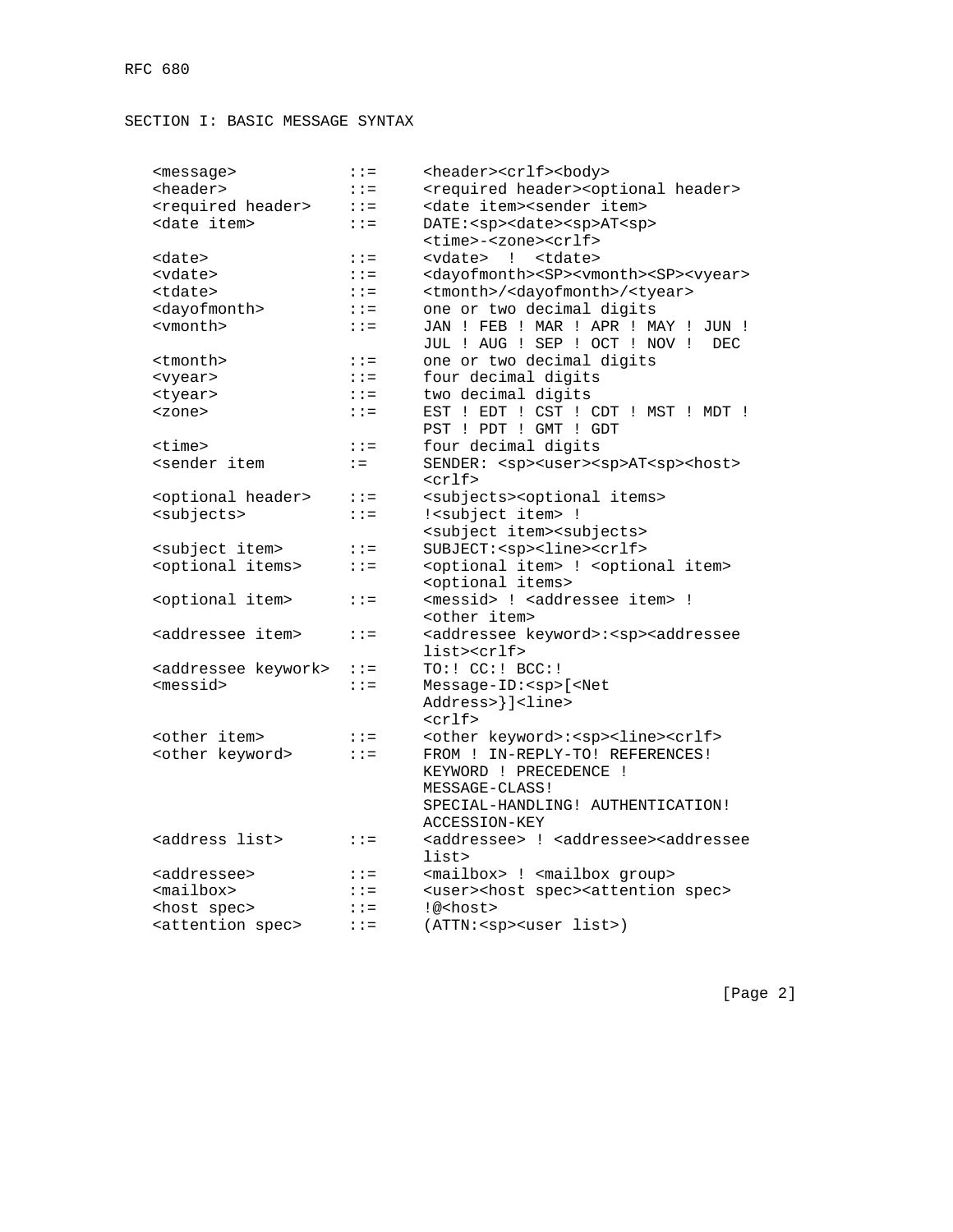## SECTION I: BASIC MESSAGE SYNTAX

```
<message>            ::=     <header><crlf><body>
<header>             ::=     <required header><optional header>
<required header>    ::=     <date item><sender item>
<date item>          ::=     DATE:<sp><date><sp>AT<sp>
                             <time>-<zone><crlf>
<date>               ::=     <vdate>  !  <tdate>
<vdate>              ::=     <dayofmonth><SP><vmonth><SP><vyear>
<tdate>              ::=     <tmonth>/<dayofmonth>/<tyear>
<dayofmonth>         ::=     one or two decimal digits
<vmonth>             ::=     JAN ! FEB ! MAR ! APR ! MAY ! JUN !
                             JUL ! AUG ! SEP ! OCT ! NOV !  DEC
<tmonth>             ::=     one or two decimal digits
<vyear>              ::=     four decimal digits
<tyear>              ::=     two decimal digits
<zone>               ::=     EST ! EDT ! CST ! CDT ! MST ! MDT !
                             PST ! PDT ! GMT ! GDT
<time>               ::=     four decimal digits
<sender item         :=      SENDER: <sp><user><sp>AT<sp><host>
                             <crlf>
<optional header>    ::=     <subjects><optional items>
<subjects>           ::=     !<subject item> !
                             <subject item><subjects>
<subject item>       ::=     SUBJECT:<sp><line><crlf>
<optional items>     ::=     <optional item> ! <optional item>
                             <optional items>
<optional item>      ::=     <messid> ! <addressee item> !
                             <other item>
<addressee item>     ::=     <addressee keyword>:<sp><addressee
                             list><crlf>
<addressee keywork>  ::=     TO:! CC:! BCC:!
<messid>             ::=     Message-ID:<sp>[<Net
                             Address>}]<line>
                             <crlf>
<other item>         ::=     <other keyword>:<sp><line><crlf>
<other keyword>      ::=     FROM ! IN-REPLY-TO! REFERENCES!
                             KEYWORD ! PRECEDENCE !
                             MESSAGE-CLASS!
                             SPECIAL-HANDLING! AUTHENTICATION!
                             ACCESSION-KEY
<address list>       ::=     <addressee> ! <addressee><addressee
                             list>
<addressee>          ::=     <mailbox> ! <mailbox group>
<mailbox>            ::=     <user><host spec><attention spec>
<host spec>          ::=     !@<host>
<attention spec>     ::=     (ATTN:<sp><user list>)
```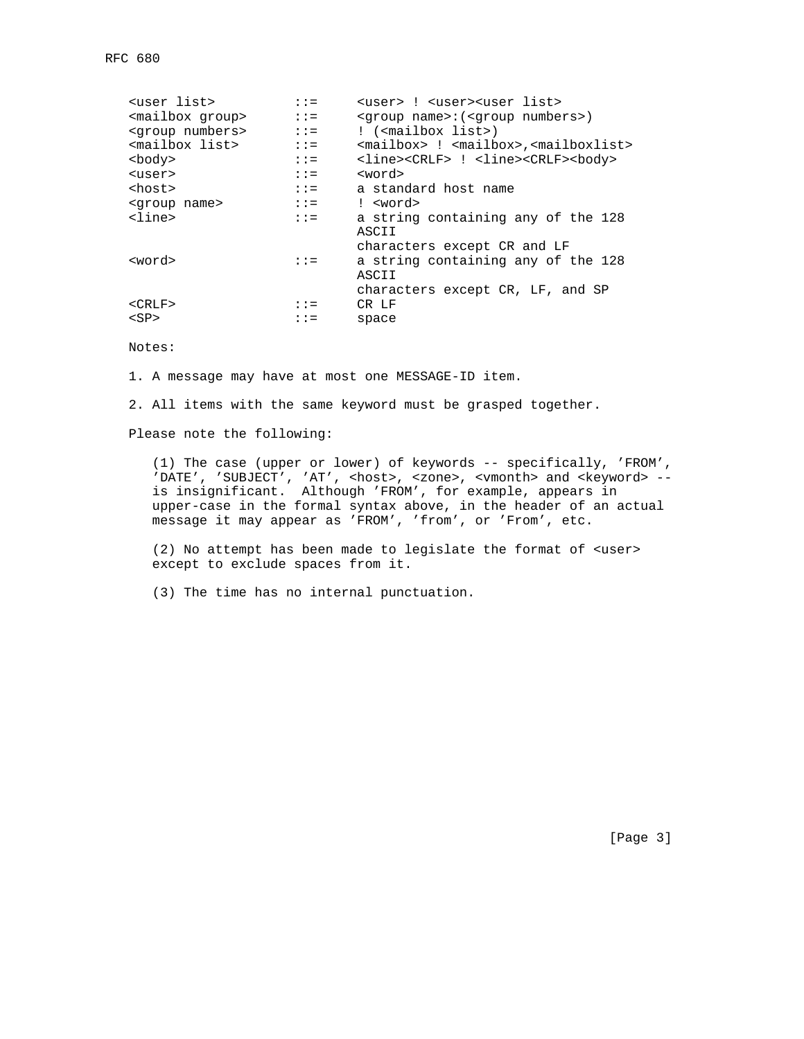```
<user list>         ::=     <user> ! <user><user list>
<mailbox group>     ::=     <group name>:(<group numbers>)
<group numbers>     ::=     ! (<mailbox list>)
<mailbox list>      ::=     <mailbox> ! <mailbox>,<mailboxlist>
<body>              ::=     <line><CRLF> ! <line><CRLF><body>
<user>              ::=     <word>
<host>              ::=     a standard host name
<group name>        ::=     ! <word>
<line>              ::=     a string containing any of the 128
                            ASCII
                            characters except CR and LF
<word>              ::=     a string containing any of the 128
                            ASCII
                            characters except CR, LF, and SP
<CRLF>              ::=     CR LF
<SP>                ::=     space
```

Notes:

1. A message may have at most one MESSAGE-ID item.

2. All items with the same keyword must be grasped together.

Please note the following:

(1) The case (upper or lower) of keywords -- specifically, 'FROM', 'DATE', 'SUBJECT', 'AT', <host>, <zone>, <vmonth> and <keyword> -- is insignificant. Although 'FROM', for example, appears in upper-case in the formal syntax above, in the header of an actual message it may appear as 'FROM', 'from', or 'From', etc.

(2) No attempt has been made to legislate the format of <user> except to exclude spaces from it.

(3) The time has no internal punctuation.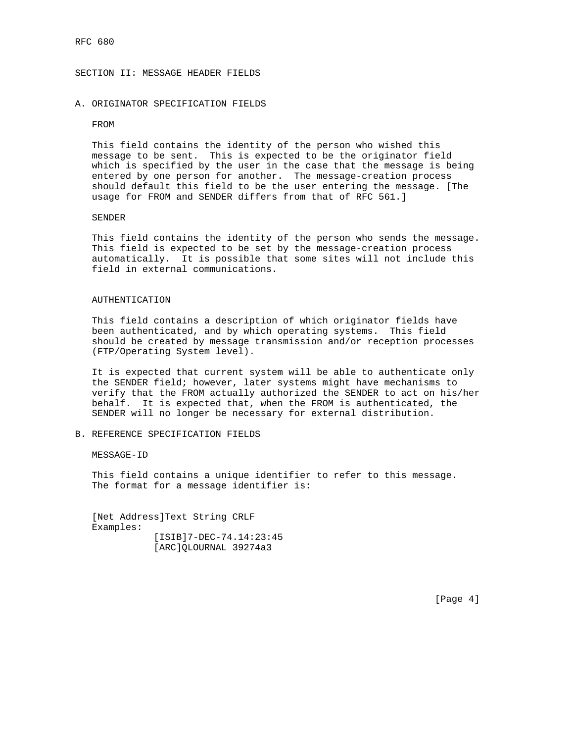## SECTION II: MESSAGE HEADER FIELDS

### A. ORIGINATOR SPECIFICATION FIELDS

#### FROM

This field contains the identity of the person who wished this message to be sent. This is expected to be the originator field which is specified by the user in the case that the message is being entered by one person for another. The message-creation process should default this field to be the user entering the message. [The usage for FROM and SENDER differs from that of RFC 561.]

#### SENDER

This field contains the identity of the person who sends the message. This field is expected to be set by the message-creation process automatically. It is possible that some sites will not include this field in external communications.

#### AUTHENTICATION

This field contains a description of which originator fields have been authenticated, and by which operating systems. This field should be created by message transmission and/or reception processes (FTP/Operating System level).

It is expected that current system will be able to authenticate only the SENDER field; however, later systems might have mechanisms to verify that the FROM actually authorized the SENDER to act on his/her behalf. It is expected that, when the FROM is authenticated, the SENDER will no longer be necessary for external distribution.

### B. REFERENCE SPECIFICATION FIELDS

#### MESSAGE-ID

This field contains a unique identifier to refer to this message. The format for a message identifier is:

```
[Net Address]Text String CRLF
Examples:
           [ISIB]7-DEC-74.14:23:45
           [ARC]QLOURNAL 39274a3
```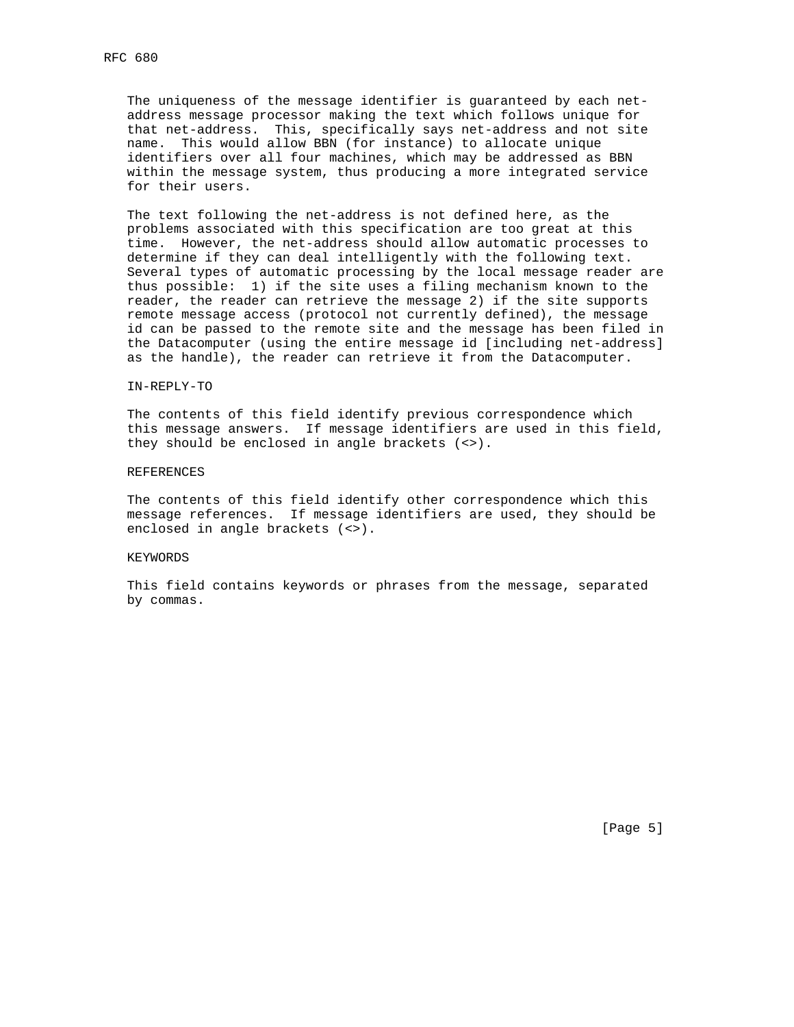The uniqueness of the message identifier is guaranteed by each net-address message processor making the text which follows unique for that net-address. This, specifically says net-address and not site name. This would allow BBN (for instance) to allocate unique identifiers over all four machines, which may be addressed as BBN within the message system, thus producing a more integrated service for their users.

The text following the net-address is not defined here, as the problems associated with this specification are too great at this time. However, the net-address should allow automatic processes to determine if they can deal intelligently with the following text. Several types of automatic processing by the local message reader are thus possible: 1) if the site uses a filing mechanism known to the reader, the reader can retrieve the message 2) if the site supports remote message access (protocol not currently defined), the message id can be passed to the remote site and the message has been filed in the Datacomputer (using the entire message id [including net-address] as the handle), the reader can retrieve it from the Datacomputer.

IN-REPLY-TO

The contents of this field identify previous correspondence which this message answers. If message identifiers are used in this field, they should be enclosed in angle brackets (<>).

REFERENCES

The contents of this field identify other correspondence which this message references. If message identifiers are used, they should be enclosed in angle brackets (<>).

KEYWORDS

This field contains keywords or phrases from the message, separated by commas.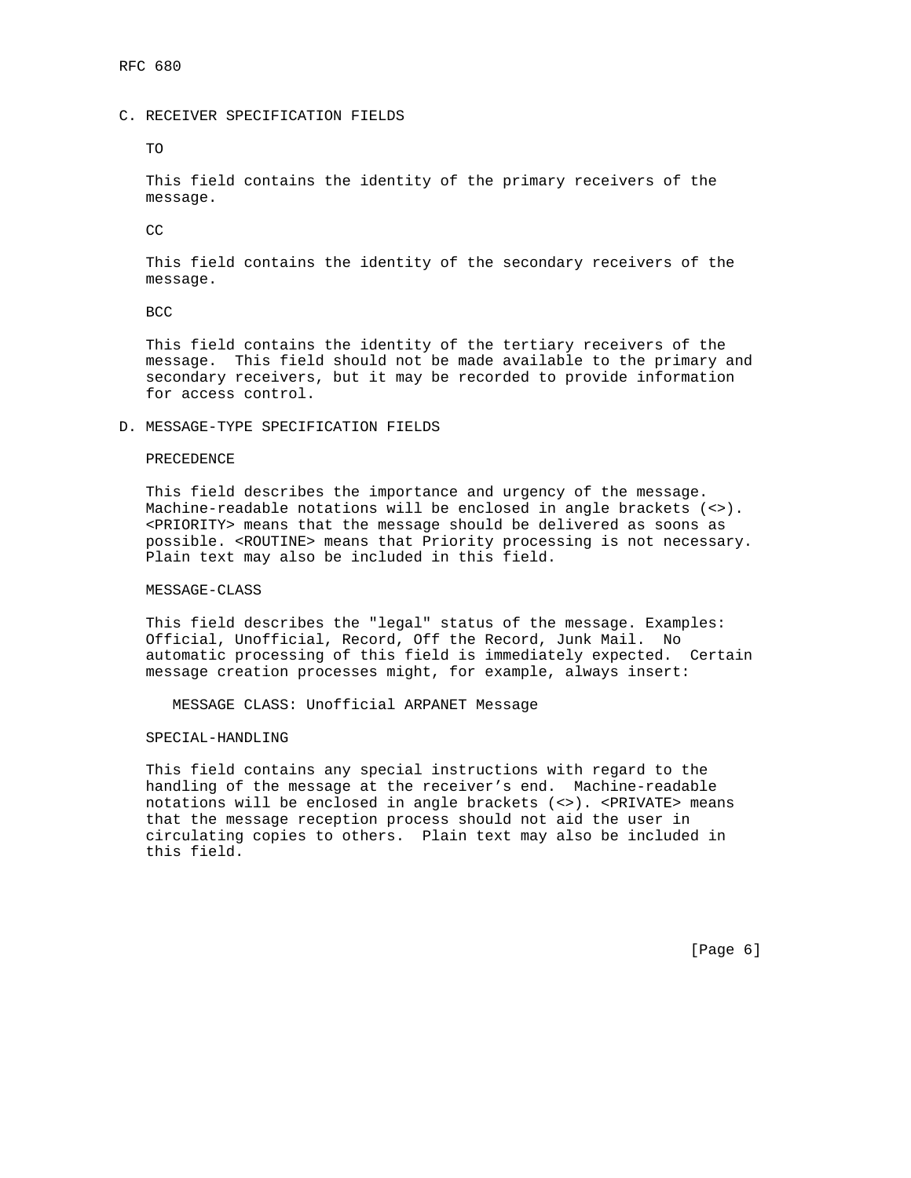## C. RECEIVER SPECIFICATION FIELDS

TO

This field contains the identity of the primary receivers of the message.

CC

This field contains the identity of the secondary receivers of the message.

BCC

This field contains the identity of the tertiary receivers of the message. This field should not be made available to the primary and secondary receivers, but it may be recorded to provide information for access control.

## D. MESSAGE-TYPE SPECIFICATION FIELDS

PRECEDENCE

This field describes the importance and urgency of the message. Machine-readable notations will be enclosed in angle brackets (<>). <PRIORITY> means that the message should be delivered as soons as possible. <ROUTINE> means that Priority processing is not necessary. Plain text may also be included in this field.

MESSAGE-CLASS

This field describes the "legal" status of the message. Examples: Official, Unofficial, Record, Off the Record, Junk Mail. No automatic processing of this field is immediately expected. Certain message creation processes might, for example, always insert:

```
MESSAGE CLASS: Unofficial ARPANET Message
```

SPECIAL-HANDLING

This field contains any special instructions with regard to the handling of the message at the receiver’s end. Machine-readable notations will be enclosed in angle brackets (<>). <PRIVATE> means that the message reception process should not aid the user in circulating copies to others. Plain text may also be included in this field.